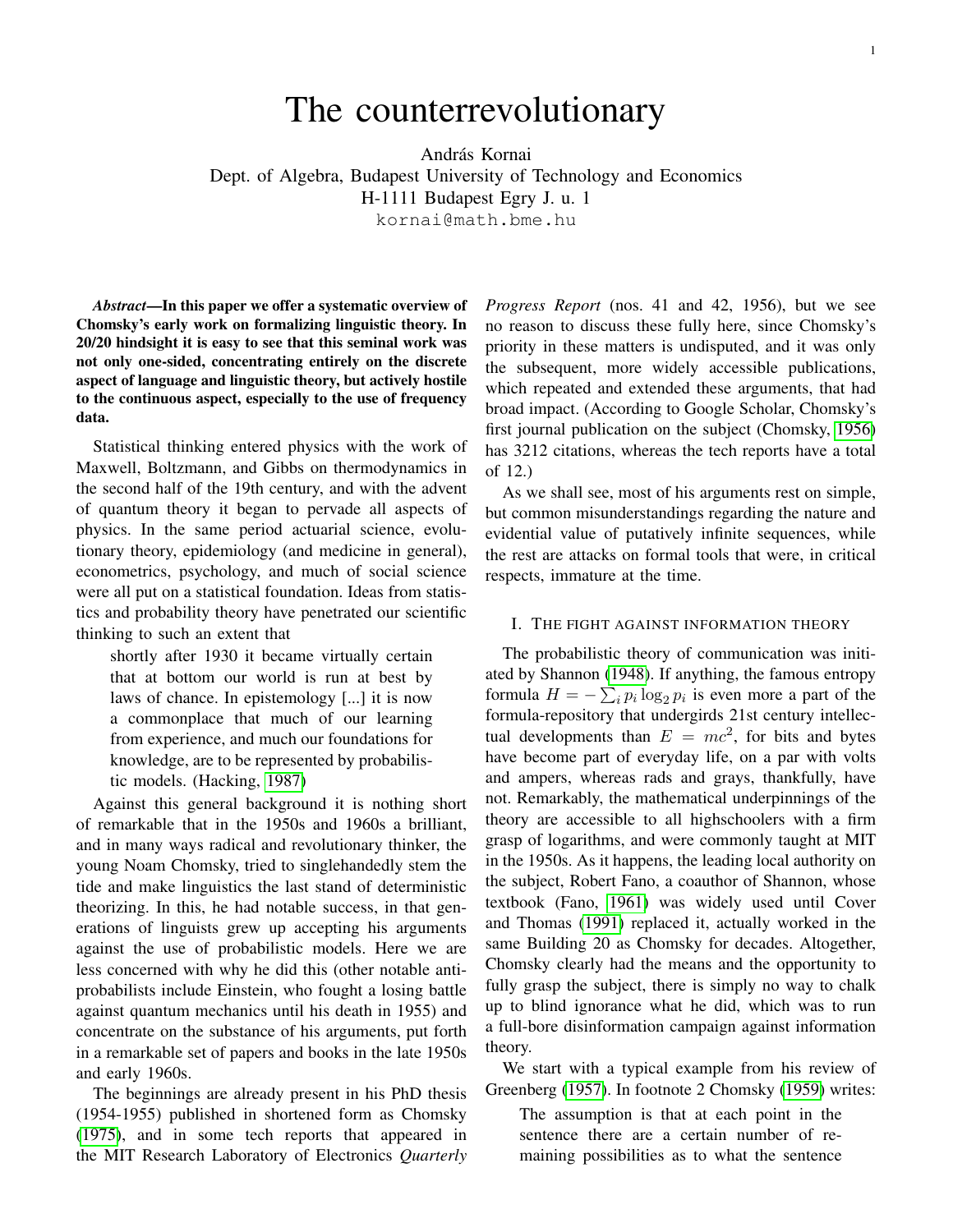# The counterrevolutionary

András Kornai
Dept. of Algebra, Budapest University of Technology and Economics
H-1111 Budapest Egry J. u. 1
kornai@math.bme.hu

***Abstract*—In this paper we offer a systematic overview of Chomsky's early work on formalizing linguistic theory. In 20/20 hindsight it is easy to see that this seminal work was not only one-sided, concentrating entirely on the discrete aspect of language and linguistic theory, but actively hostile to the continuous aspect, especially to the use of frequency data.**

Statistical thinking entered physics with the work of Maxwell, Boltzmann, and Gibbs on thermodynamics in the second half of the 19th century, and with the advent of quantum theory it began to pervade all aspects of physics. In the same period actuarial science, evolutionary theory, epidemiology (and medicine in general), econometrics, psychology, and much of social science were all put on a statistical foundation. Ideas from statistics and probability theory have penetrated our scientific thinking to such an extent that

> shortly after 1930 it became virtually certain that at bottom our world is run at best by laws of chance. In epistemology [...] it is now a commonplace that much of our learning from experience, and much our foundations for knowledge, are to be represented by probabilistic models. (Hacking, 1987)

Against this general background it is nothing short of remarkable that in the 1950s and 1960s a brilliant, and in many ways radical and revolutionary thinker, the young Noam Chomsky, tried to singlehandedly stem the tide and make linguistics the last stand of deterministic theorizing. In this, he had notable success, in that generations of linguists grew up accepting his arguments against the use of probabilistic models. Here we are less concerned with why he did this (other notable anti-probabilists include Einstein, who fought a losing battle against quantum mechanics until his death in 1955) and concentrate on the substance of his arguments, put forth in a remarkable set of papers and books in the late 1950s and early 1960s.

The beginnings are already present in his PhD thesis (1954-1955) published in shortened form as Chomsky (1975), and in some tech reports that appeared in the MIT Research Laboratory of Electronics *Quarterly Progress Report* (nos. 41 and 42, 1956), but we see no reason to discuss these fully here, since Chomsky's priority in these matters is undisputed, and it was only the subsequent, more widely accessible publications, which repeated and extended these arguments, that had broad impact. (According to Google Scholar, Chomsky's first journal publication on the subject (Chomsky, 1956) has 3212 citations, whereas the tech reports have a total of 12.)

As we shall see, most of his arguments rest on simple, but common misunderstandings regarding the nature and evidential value of putatively infinite sequences, while the rest are attacks on formal tools that were, in critical respects, immature at the time.

## I. The fight against information theory

The probabilistic theory of communication was initiated by Shannon (1948). If anything, the famous entropy formula $H = -\sum_i p_i \log_2 p_i$ is even more a part of the formula-repository that undergirds 21st century intellectual developments than $E = mc^2$, for bits and bytes have become part of everyday life, on a par with volts and ampers, whereas rads and grays, thankfully, have not. Remarkably, the mathematical underpinnings of the theory are accessible to all highschoolers with a firm grasp of logarithms, and were commonly taught at MIT in the 1950s. As it happens, the leading local authority on the subject, Robert Fano, a coauthor of Shannon, whose textbook (Fano, 1961) was widely used until Cover and Thomas (1991) replaced it, actually worked in the same Building 20 as Chomsky for decades. Altogether, Chomsky clearly had the means and the opportunity to fully grasp the subject, there is simply no way to chalk up to blind ignorance what he did, which was to run a full-bore disinformation campaign against information theory.

We start with a typical example from his review of Greenberg (1957). In footnote 2 Chomsky (1959) writes:

> The assumption is that at each point in the sentence there are a certain number of remaining possibilities as to what the sentence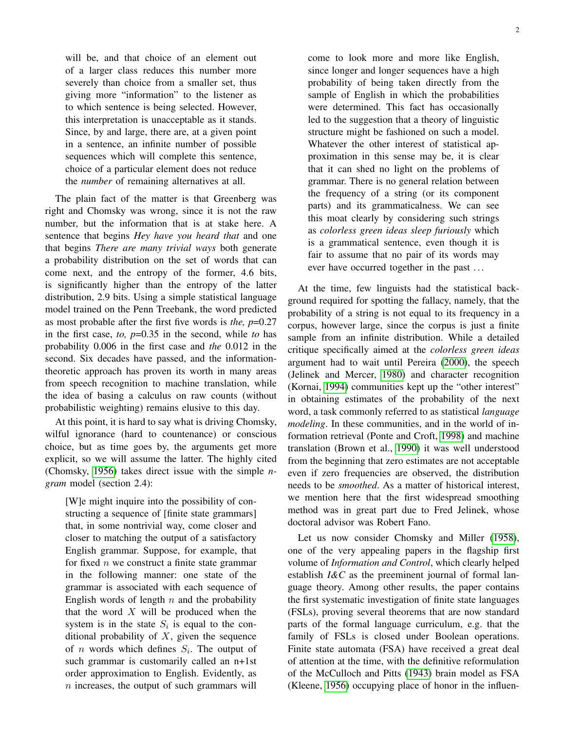> will be, and that choice of an element out of a larger class reduces this number more severely than choice from a smaller set, thus giving more "information" to the listener as to which sentence is being selected. However, this interpretation is unacceptable as it stands. Since, by and large, there are, at a given point in a sentence, an infinite number of possible sequences which will complete this sentence, choice of a particular element does not reduce the *number* of remaining alternatives at all.

The plain fact of the matter is that Greenberg was right and Chomsky was wrong, since it is not the raw number, but the information that is at stake here. A sentence that begins *Hey have you heard that* and one that begins *There are many trivial ways* both generate a probability distribution on the set of words that can come next, and the entropy of the former, 4.6 bits, is significantly higher than the entropy of the latter distribution, 2.9 bits. Using a simple statistical language model trained on the Penn Treebank, the word predicted as most probable after the first five words is *the,* $p$=0.27 in the first case, *to,* $p$=0.35 in the second, while *to* has probability 0.006 in the first case and *the* 0.012 in the second. Six decades have passed, and the information-theoretic approach has proven its worth in many areas from speech recognition to machine translation, while the idea of basing a calculus on raw counts (without probabilistic weighting) remains elusive to this day.

At this point, it is hard to say what is driving Chomsky, wilful ignorance (hard to countenance) or conscious choice, but as time goes by, the arguments get more explicit, so we will assume the latter. The highly cited (Chomsky, 1956) takes direct issue with the simple *n-gram* model (section 2.4):

> [W]e might inquire into the possibility of constructing a sequence of [finite state grammars] that, in some nontrivial way, come closer and closer to matching the output of a satisfactory English grammar. Suppose, for example, that for fixed $n$ we construct a finite state grammar in the following manner: one state of the grammar is associated with each sequence of English words of length $n$ and the probability that the word $X$ will be produced when the system is in the state $S_i$ is equal to the conditional probability of $X$, given the sequence of $n$ words which defines $S_i$. The output of such grammar is customarily called an n+1st order approximation to English. Evidently, as $n$ increases, the output of such grammars will come to look more and more like English, since longer and longer sequences have a high probability of being taken directly from the sample of English in which the probabilities were determined. This fact has occasionally led to the suggestion that a theory of linguistic structure might be fashioned on such a model. Whatever the other interest of statistical approximation in this sense may be, it is clear that it can shed no light on the problems of grammar. There is no general relation between the frequency of a string (or its component parts) and its grammaticalness. We can see this moat clearly by considering such strings as *colorless green ideas sleep furiously* which is a grammatical sentence, even though it is fair to assume that no pair of its words may ever have occurred together in the past …

At the time, few linguists had the statistical background required for spotting the fallacy, namely, that the probability of a string is not equal to its frequency in a corpus, however large, since the corpus is just a finite sample from an infinite distribution. While a detailed critique specifically aimed at the *colorless green ideas* argument had to wait until Pereira (2000), the speech (Jelinek and Mercer, 1980) and character recognition (Kornai, 1994) communities kept up the "other interest" in obtaining estimates of the probability of the next word, a task commonly referred to as statistical *language modeling*. In these communities, and in the world of information retrieval (Ponte and Croft, 1998) and machine translation (Brown et al., 1990) it was well understood from the beginning that zero estimates are not acceptable even if zero frequencies are observed, the distribution needs to be *smoothed*. As a matter of historical interest, we mention here that the first widespread smoothing method was in great part due to Fred Jelinek, whose doctoral advisor was Robert Fano.

Let us now consider Chomsky and Miller (1958), one of the very appealing papers in the flagship first volume of *Information and Control*, which clearly helped establish *I&C* as the preeminent journal of formal language theory. Among other results, the paper contains the first systematic investigation of finite state languages (FSLs), proving several theorems that are now standard parts of the formal language curriculum, e.g. that the family of FSLs is closed under Boolean operations. Finite state automata (FSA) have received a great deal of attention at the time, with the definitive reformulation of the McCulloch and Pitts (1943) brain model as FSA (Kleene, 1956) occupying place of honor in the influen-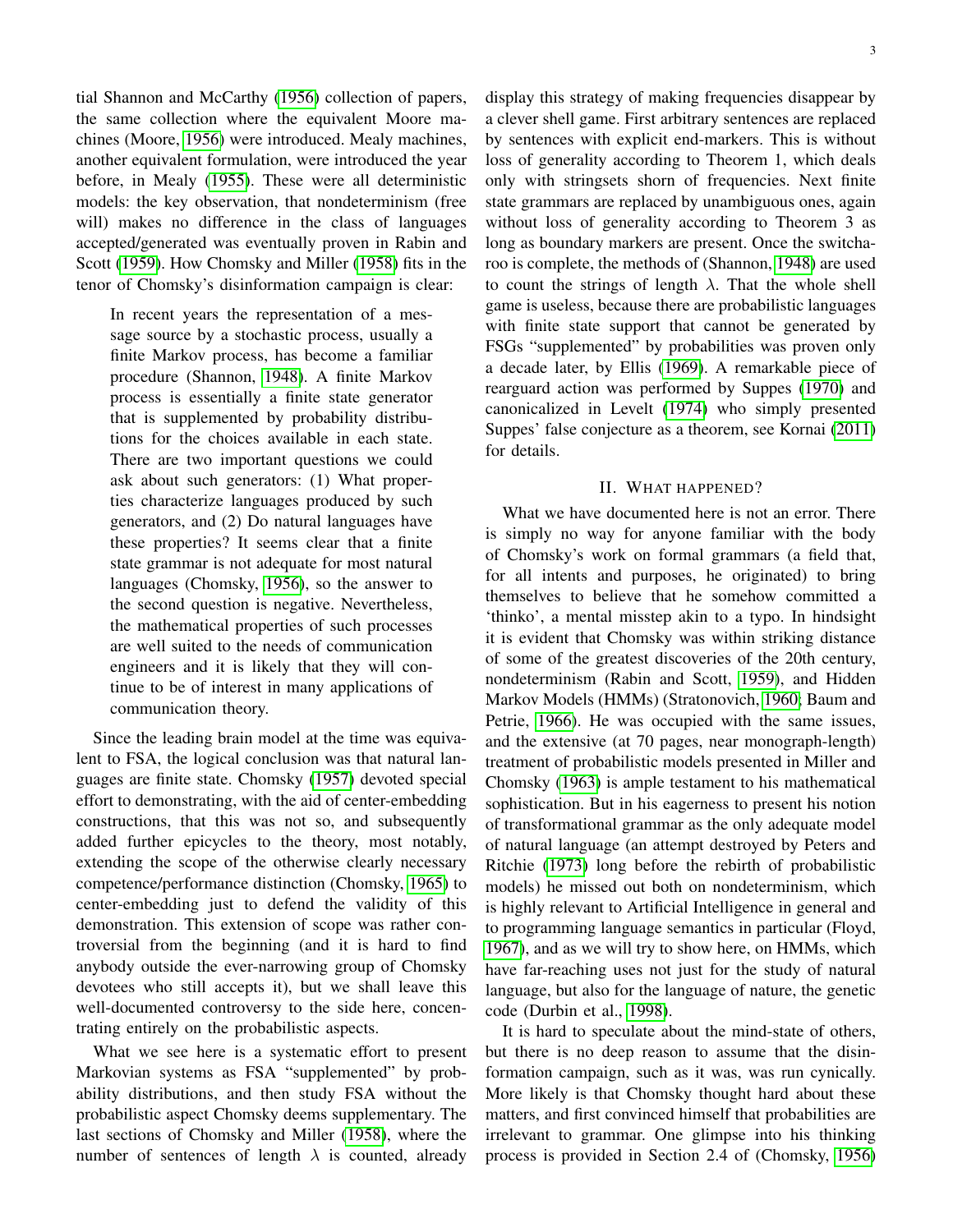tial Shannon and McCarthy (1956) collection of papers, the same collection where the equivalent Moore machines (Moore, 1956) were introduced. Mealy machines, another equivalent formulation, were introduced the year before, in Mealy (1955). These were all deterministic models: the key observation, that nondeterminism (free will) makes no difference in the class of languages accepted/generated was eventually proven in Rabin and Scott (1959). How Chomsky and Miller (1958) fits in the tenor of Chomsky's disinformation campaign is clear:

> In recent years the representation of a message source by a stochastic process, usually a finite Markov process, has become a familiar procedure (Shannon, 1948). A finite Markov process is essentially a finite state generator that is supplemented by probability distributions for the choices available in each state. There are two important questions we could ask about such generators: (1) What properties characterize languages produced by such generators, and (2) Do natural languages have these properties? It seems clear that a finite state grammar is not adequate for most natural languages (Chomsky, 1956), so the answer to the second question is negative. Nevertheless, the mathematical properties of such processes are well suited to the needs of communication engineers and it is likely that they will continue to be of interest in many applications of communication theory.

Since the leading brain model at the time was equivalent to FSA, the logical conclusion was that natural languages are finite state. Chomsky (1957) devoted special effort to demonstrating, with the aid of center-embedding constructions, that this was not so, and subsequently added further epicycles to the theory, most notably, extending the scope of the otherwise clearly necessary competence/performance distinction (Chomsky, 1965) to center-embedding just to defend the validity of this demonstration. This extension of scope was rather controversial from the beginning (and it is hard to find anybody outside the ever-narrowing group of Chomsky devotees who still accepts it), but we shall leave this well-documented controversy to the side here, concentrating entirely on the probabilistic aspects.

What we see here is a systematic effort to present Markovian systems as FSA "supplemented" by probability distributions, and then study FSA without the probabilistic aspect Chomsky deems supplementary. The last sections of Chomsky and Miller (1958), where the number of sentences of length $\lambda$ is counted, already display this strategy of making frequencies disappear by a clever shell game. First arbitrary sentences are replaced by sentences with explicit end-markers. This is without loss of generality according to Theorem 1, which deals only with stringsets shorn of frequencies. Next finite state grammars are replaced by unambiguous ones, again without loss of generality according to Theorem 3 as long as boundary markers are present. Once the switcharoo is complete, the methods of (Shannon, 1948) are used to count the strings of length $\lambda$. That the whole shell game is useless, because there are probabilistic languages with finite state support that cannot be generated by FSGs "supplemented" by probabilities was proven only a decade later, by Ellis (1969). A remarkable piece of rearguard action was performed by Suppes (1970) and canonicalized in Levelt (1974) who simply presented Suppes' false conjecture as a theorem, see Kornai (2011) for details.

## II. What happened?

What we have documented here is not an error. There is simply no way for anyone familiar with the body of Chomsky's work on formal grammars (a field that, for all intents and purposes, he originated) to bring themselves to believe that he somehow committed a 'thinko', a mental misstep akin to a typo. In hindsight it is evident that Chomsky was within striking distance of some of the greatest discoveries of the 20th century, nondeterminism (Rabin and Scott, 1959), and Hidden Markov Models (HMMs) (Stratonovich, 1960; Baum and Petrie, 1966). He was occupied with the same issues, and the extensive (at 70 pages, near monograph-length) treatment of probabilistic models presented in Miller and Chomsky (1963) is ample testament to his mathematical sophistication. But in his eagerness to present his notion of transformational grammar as the only adequate model of natural language (an attempt destroyed by Peters and Ritchie (1973) long before the rebirth of probabilistic models) he missed out both on nondeterminism, which is highly relevant to Artificial Intelligence in general and to programming language semantics in particular (Floyd, 1967), and as we will try to show here, on HMMs, which have far-reaching uses not just for the study of natural language, but also for the language of nature, the genetic code (Durbin et al., 1998).

It is hard to speculate about the mind-state of others, but there is no deep reason to assume that the disinformation campaign, such as it was, was run cynically. More likely is that Chomsky thought hard about these matters, and first convinced himself that probabilities are irrelevant to grammar. One glimpse into his thinking process is provided in Section 2.4 of (Chomsky, 1956)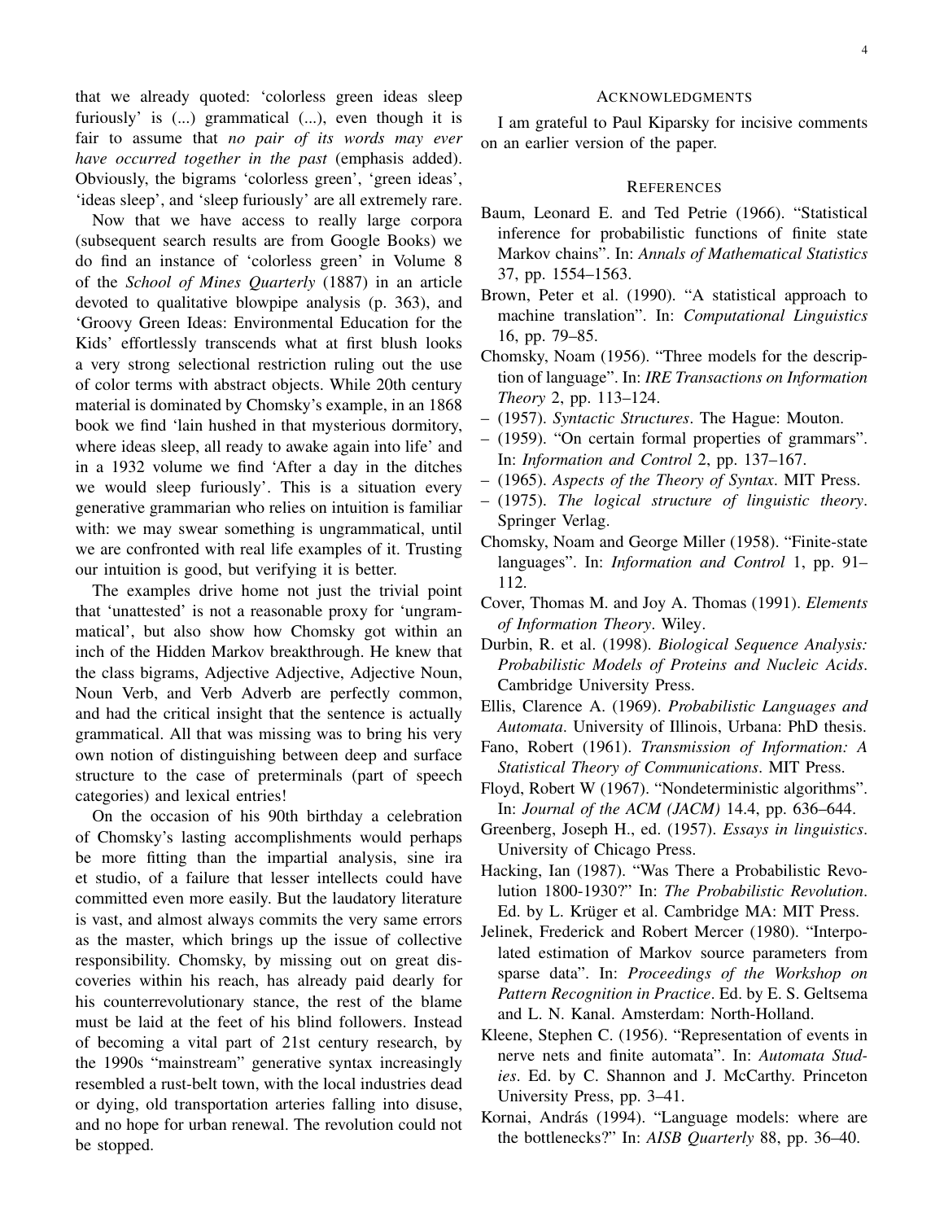that we already quoted: 'colorless green ideas sleep furiously' is (...) grammatical (...), even though it is fair to assume that *no pair of its words may ever have occurred together in the past* (emphasis added). Obviously, the bigrams 'colorless green', 'green ideas', 'ideas sleep', and 'sleep furiously' are all extremely rare.

Now that we have access to really large corpora (subsequent search results are from Google Books) we do find an instance of 'colorless green' in Volume 8 of the *School of Mines Quarterly* (1887) in an article devoted to qualitative blowpipe analysis (p. 363), and 'Groovy Green Ideas: Environmental Education for the Kids' effortlessly transcends what at first blush looks a very strong selectional restriction ruling out the use of color terms with abstract objects. While 20th century material is dominated by Chomsky's example, in an 1868 book we find 'lain hushed in that mysterious dormitory, where ideas sleep, all ready to awake again into life' and in a 1932 volume we find 'After a day in the ditches we would sleep furiously'. This is a situation every generative grammarian who relies on intuition is familiar with: we may swear something is ungrammatical, until we are confronted with real life examples of it. Trusting our intuition is good, but verifying it is better.

The examples drive home not just the trivial point that 'unattested' is not a reasonable proxy for 'ungrammatical', but also show how Chomsky got within an inch of the Hidden Markov breakthrough. He knew that the class bigrams, Adjective Adjective, Adjective Noun, Noun Verb, and Verb Adverb are perfectly common, and had the critical insight that the sentence is actually grammatical. All that was missing was to bring his very own notion of distinguishing between deep and surface structure to the case of preterminals (part of speech categories) and lexical entries!

On the occasion of his 90th birthday a celebration of Chomsky's lasting accomplishments would perhaps be more fitting than the impartial analysis, sine ira et studio, of a failure that lesser intellects could have committed even more easily. But the laudatory literature is vast, and almost always commits the very same errors as the master, which brings up the issue of collective responsibility. Chomsky, by missing out on great discoveries within his reach, has already paid dearly for his counterrevolutionary stance, the rest of the blame must be laid at the feet of his blind followers. Instead of becoming a vital part of 21st century research, by the 1990s "mainstream" generative syntax increasingly resembled a rust-belt town, with the local industries dead or dying, old transportation arteries falling into disuse, and no hope for urban renewal. The revolution could not be stopped.

## Acknowledgments

I am grateful to Paul Kiparsky for incisive comments on an earlier version of the paper.

## References

Baum, Leonard E. and Ted Petrie (1966). "Statistical inference for probabilistic functions of finite state Markov chains". In: *Annals of Mathematical Statistics* 37, pp. 1554–1563.

Brown, Peter et al. (1990). "A statistical approach to machine translation". In: *Computational Linguistics* 16, pp. 79–85.

Chomsky, Noam (1956). "Three models for the description of language". In: *IRE Transactions on Information Theory* 2, pp. 113–124.

– (1957). *Syntactic Structures*. The Hague: Mouton.

– (1959). "On certain formal properties of grammars". In: *Information and Control* 2, pp. 137–167.

– (1965). *Aspects of the Theory of Syntax*. MIT Press.

– (1975). *The logical structure of linguistic theory*. Springer Verlag.

Chomsky, Noam and George Miller (1958). "Finite-state languages". In: *Information and Control* 1, pp. 91–112.

Cover, Thomas M. and Joy A. Thomas (1991). *Elements of Information Theory*. Wiley.

Durbin, R. et al. (1998). *Biological Sequence Analysis: Probabilistic Models of Proteins and Nucleic Acids*. Cambridge University Press.

Ellis, Clarence A. (1969). *Probabilistic Languages and Automata*. University of Illinois, Urbana: PhD thesis.

Fano, Robert (1961). *Transmission of Information: A Statistical Theory of Communications*. MIT Press.

Floyd, Robert W (1967). "Nondeterministic algorithms". In: *Journal of the ACM (JACM)* 14.4, pp. 636–644.

Greenberg, Joseph H., ed. (1957). *Essays in linguistics*. University of Chicago Press.

Hacking, Ian (1987). "Was There a Probabilistic Revolution 1800-1930?" In: *The Probabilistic Revolution*. Ed. by L. Krüger et al. Cambridge MA: MIT Press.

Jelinek, Frederick and Robert Mercer (1980). "Interpolated estimation of Markov source parameters from sparse data". In: *Proceedings of the Workshop on Pattern Recognition in Practice*. Ed. by E. S. Geltsema and L. N. Kanal. Amsterdam: North-Holland.

Kleene, Stephen C. (1956). "Representation of events in nerve nets and finite automata". In: *Automata Studies*. Ed. by C. Shannon and J. McCarthy. Princeton University Press, pp. 3–41.

Kornai, András (1994). "Language models: where are the bottlenecks?" In: *AISB Quarterly* 88, pp. 36–40.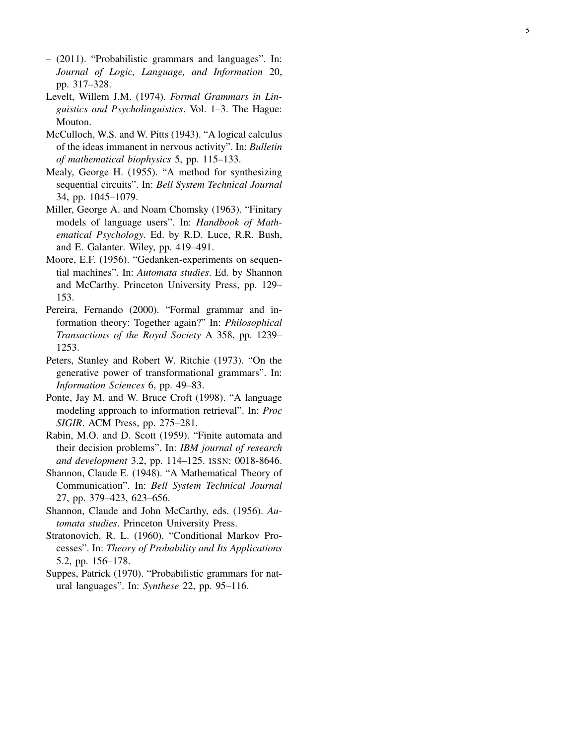- – (2011). "Probabilistic grammars and languages". In: *Journal of Logic, Language, and Information* 20, pp. 317–328.
- Levelt, Willem J.M. (1974). *Formal Grammars in Linguistics and Psycholinguistics*. Vol. 1–3. The Hague: Mouton.
- McCulloch, W.S. and W. Pitts (1943). "A logical calculus of the ideas immanent in nervous activity". In: *Bulletin of mathematical biophysics* 5, pp. 115–133.
- Mealy, George H. (1955). "A method for synthesizing sequential circuits". In: *Bell System Technical Journal* 34, pp. 1045–1079.
- Miller, George A. and Noam Chomsky (1963). "Finitary models of language users". In: *Handbook of Mathematical Psychology*. Ed. by R.D. Luce, R.R. Bush, and E. Galanter. Wiley, pp. 419–491.
- Moore, E.F. (1956). "Gedanken-experiments on sequential machines". In: *Automata studies*. Ed. by Shannon and McCarthy. Princeton University Press, pp. 129–153.
- Pereira, Fernando (2000). "Formal grammar and information theory: Together again?" In: *Philosophical Transactions of the Royal Society* A 358, pp. 1239–1253.
- Peters, Stanley and Robert W. Ritchie (1973). "On the generative power of transformational grammars". In: *Information Sciences* 6, pp. 49–83.
- Ponte, Jay M. and W. Bruce Croft (1998). "A language modeling approach to information retrieval". In: *Proc SIGIR*. ACM Press, pp. 275–281.
- Rabin, M.O. and D. Scott (1959). "Finite automata and their decision problems". In: *IBM journal of research and development* 3.2, pp. 114–125. ISSN: 0018-8646.
- Shannon, Claude E. (1948). "A Mathematical Theory of Communication". In: *Bell System Technical Journal* 27, pp. 379–423, 623–656.
- Shannon, Claude and John McCarthy, eds. (1956). *Automata studies*. Princeton University Press.
- Stratonovich, R. L. (1960). "Conditional Markov Processes". In: *Theory of Probability and Its Applications* 5.2, pp. 156–178.
- Suppes, Patrick (1970). "Probabilistic grammars for natural languages". In: *Synthese* 22, pp. 95–116.